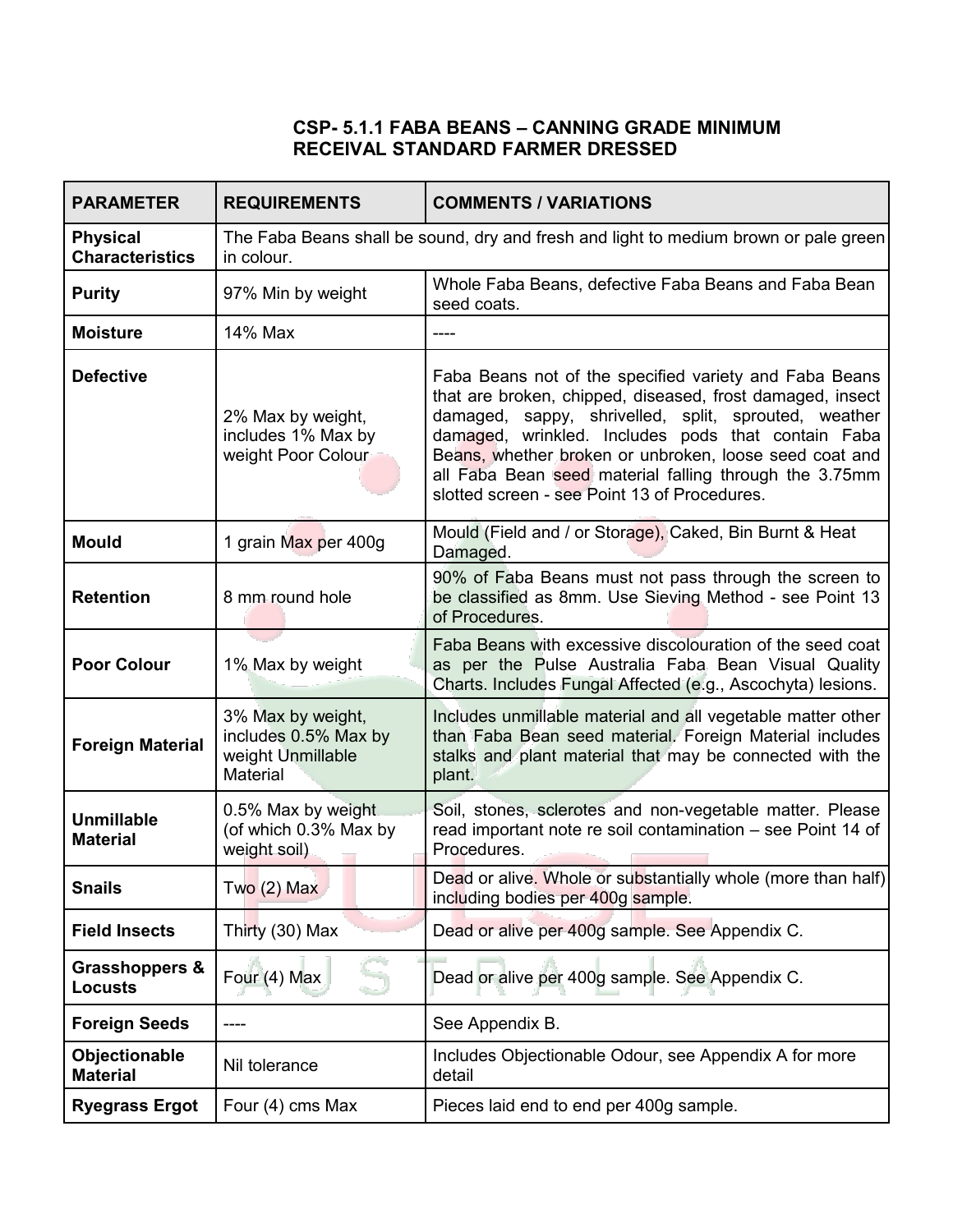## CSP- 5.1.1 FABA BEANS – CANNING GRADE MINIMUM RECEIVAL STANDARD FARMER DRESSED

| PARAMETER | REQUIREMENTS | COMMENTS / VARIATIONS |
|---|---|---|
| **Physical Characteristics** | The Faba Beans shall be sound, dry and fresh and light to medium brown or pale green in colour. | |
| **Purity** | 97% Min by weight | Whole Faba Beans, defective Faba Beans and Faba Bean seed coats. |
| **Moisture** | 14% Max | ---- |
| **Defective** | 2% Max by weight, includes 1% Max by weight Poor Colour | Faba Beans not of the specified variety and Faba Beans that are broken, chipped, diseased, frost damaged, insect damaged, sappy, shrivelled, split, sprouted, weather damaged, wrinkled. Includes pods that contain Faba Beans, whether broken or unbroken, loose seed coat and all Faba Bean seed material falling through the 3.75mm slotted screen - see Point 13 of Procedures. |
| **Mould** | 1 grain Max per 400g | Mould (Field and / or Storage), Caked, Bin Burnt & Heat Damaged. |
| **Retention** | 8 mm round hole | 90% of Faba Beans must not pass through the screen to be classified as 8mm. Use Sieving Method - see Point 13 of Procedures. |
| **Poor Colour** | 1% Max by weight | Faba Beans with excessive discolouration of the seed coat as per the Pulse Australia Faba Bean Visual Quality Charts. Includes Fungal Affected (e.g., Ascochyta) lesions. |
| **Foreign Material** | 3% Max by weight, includes 0.5% Max by weight Unmillable Material | Includes unmillable material and all vegetable matter other than Faba Bean seed material. Foreign Material includes stalks and plant material that may be connected with the plant. |
| **Unmillable Material** | 0.5% Max by weight (of which 0.3% Max by weight soil) | Soil, stones, sclerotes and non-vegetable matter. Please read important note re soil contamination – see Point 14 of Procedures. |
| **Snails** | Two (2) Max | Dead or alive. Whole or substantially whole (more than half) including bodies per 400g sample. |
| **Field Insects** | Thirty (30) Max | Dead or alive per 400g sample. See Appendix C. |
| **Grasshoppers & Locusts** | Four (4) Max | Dead or alive per 400g sample. See Appendix C. |
| **Foreign Seeds** | ---- | See Appendix B. |
| **Objectionable Material** | Nil tolerance | Includes Objectionable Odour, see Appendix A for more detail |
| **Ryegrass Ergot** | Four (4) cms Max | Pieces laid end to end per 400g sample. |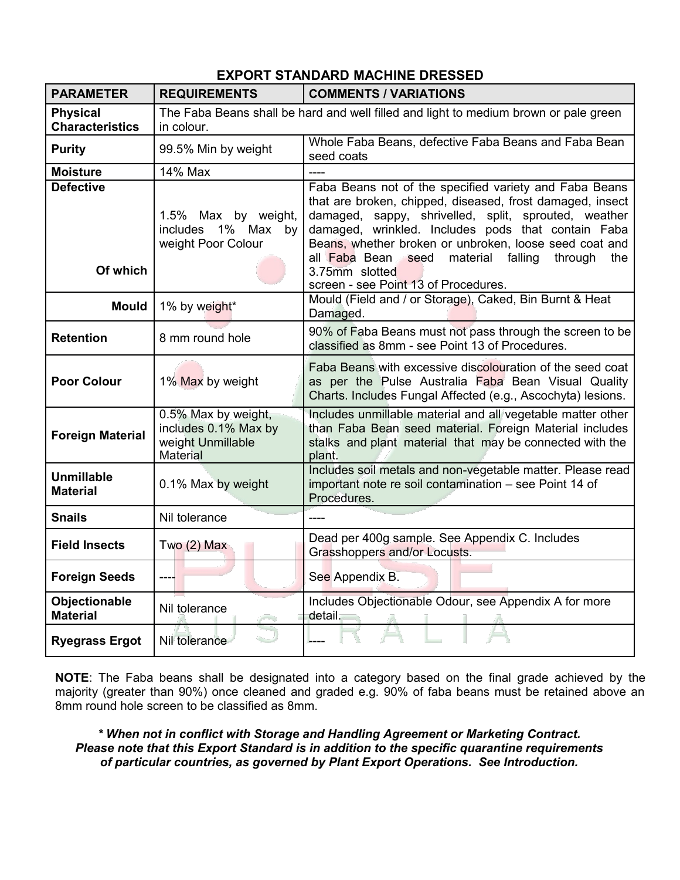## EXPORT STANDARD MACHINE DRESSED

| PARAMETER | REQUIREMENTS | COMMENTS / VARIATIONS |
|---|---|---|
| **Physical Characteristics** | The Faba Beans shall be hard and well filled and light to medium brown or pale green in colour. | |
| **Purity** | 99.5% Min by weight | Whole Faba Beans, defective Faba Beans and Faba Bean seed coats |
| **Moisture** | 14% Max | ---- |
| **Defective** <br><br> Of which | 1.5% Max by weight, includes 1% Max by weight Poor Colour | Faba Beans not of the specified variety and Faba Beans that are broken, chipped, diseased, frost damaged, insect damaged, sappy, shrivelled, split, sprouted, weather damaged, wrinkled. Includes pods that contain Faba Beans, whether broken or unbroken, loose seed coat and all Faba Bean seed material falling through the 3.75mm slotted screen - see Point 13 of Procedures. |
| **Mould** | 1% by weight* | Mould (Field and / or Storage), Caked, Bin Burnt & Heat Damaged. |
| **Retention** | 8 mm round hole | 90% of Faba Beans must not pass through the screen to be classified as 8mm - see Point 13 of Procedures. |
| **Poor Colour** | 1% Max by weight | Faba Beans with excessive discolouration of the seed coat as per the Pulse Australia Faba Bean Visual Quality Charts. Includes Fungal Affected (e.g., Ascochyta) lesions. |
| **Foreign Material** | 0.5% Max by weight, includes 0.1% Max by weight Unmillable Material | Includes unmillable material and all vegetable matter other than Faba Bean seed material. Foreign Material includes stalks and plant material that may be connected with the plant. |
| **Unmillable Material** | 0.1% Max by weight | Includes soil metals and non-vegetable matter. Please read important note re soil contamination – see Point 14 of Procedures. |
| **Snails** | Nil tolerance | ---- |
| **Field Insects** | Two (2) Max | Dead per 400g sample. See Appendix C. Includes Grasshoppers and/or Locusts. |
| **Foreign Seeds** | ---- | See Appendix B. |
| **Objectionable Material** | Nil tolerance | Includes Objectionable Odour, see Appendix A for more detail. |
| **Ryegrass Ergot** | Nil tolerance | ---- |

**NOTE**: The Faba beans shall be designated into a category based on the final grade achieved by the majority (greater than 90%) once cleaned and graded e.g. 90% of faba beans must be retained above an 8mm round hole screen to be classified as 8mm.

***\* When not in conflict with Storage and Handling Agreement or Marketing Contract. Please note that this Export Standard is in addition to the specific quarantine requirements of particular countries, as governed by Plant Export Operations. See Introduction.***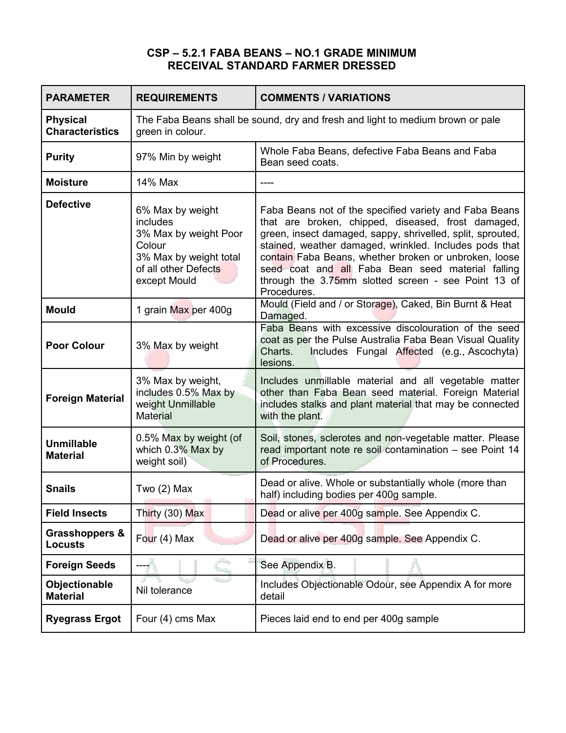# CSP – 5.2.1 FABA BEANS – NO.1 GRADE MINIMUM RECEIVAL STANDARD FARMER DRESSED

| PARAMETER | REQUIREMENTS | COMMENTS / VARIATIONS |
|---|---|---|
| **Physical Characteristics** | The Faba Beans shall be sound, dry and fresh and light to medium brown or pale green in colour. | |
| **Purity** | 97% Min by weight | Whole Faba Beans, defective Faba Beans and Faba Bean seed coats. |
| **Moisture** | 14% Max | ---- |
| **Defective** | 6% Max by weight includes 3% Max by weight Poor Colour 3% Max by weight total of all other Defects except Mould | Faba Beans not of the specified variety and Faba Beans that are broken, chipped, diseased, frost damaged, green, insect damaged, sappy, shrivelled, split, sprouted, stained, weather damaged, wrinkled. Includes pods that contain Faba Beans, whether broken or unbroken, loose seed coat and all Faba Bean seed material falling through the 3.75mm slotted screen - see Point 13 of Procedures. |
| **Mould** | 1 grain Max per 400g | Mould (Field and / or Storage), Caked, Bin Burnt & Heat Damaged. |
| **Poor Colour** | 3% Max by weight | Faba Beans with excessive discolouration of the seed coat as per the Pulse Australia Faba Bean Visual Quality Charts. Includes Fungal Affected (e.g., Ascochyta) lesions. |
| **Foreign Material** | 3% Max by weight, includes 0.5% Max by weight Unmillable Material | Includes unmillable material and all vegetable matter other than Faba Bean seed material. Foreign Material includes stalks and plant material that may be connected with the plant. |
| **Unmillable Material** | 0.5% Max by weight (of which 0.3% Max by weight soil) | Soil, stones, sclerotes and non-vegetable matter. Please read important note re soil contamination – see Point 14 of Procedures. |
| **Snails** | Two (2) Max | Dead or alive. Whole or substantially whole (more than half) including bodies per 400g sample. |
| **Field Insects** | Thirty (30) Max | Dead or alive per 400g sample. See Appendix C. |
| **Grasshoppers & Locusts** | Four (4) Max | Dead or alive per 400g sample. See Appendix C. |
| **Foreign Seeds** | ---- | See Appendix B. |
| **Objectionable Material** | Nil tolerance | Includes Objectionable Odour, see Appendix A for more detail |
| **Ryegrass Ergot** | Four (4) cms Max | Pieces laid end to end per 400g sample |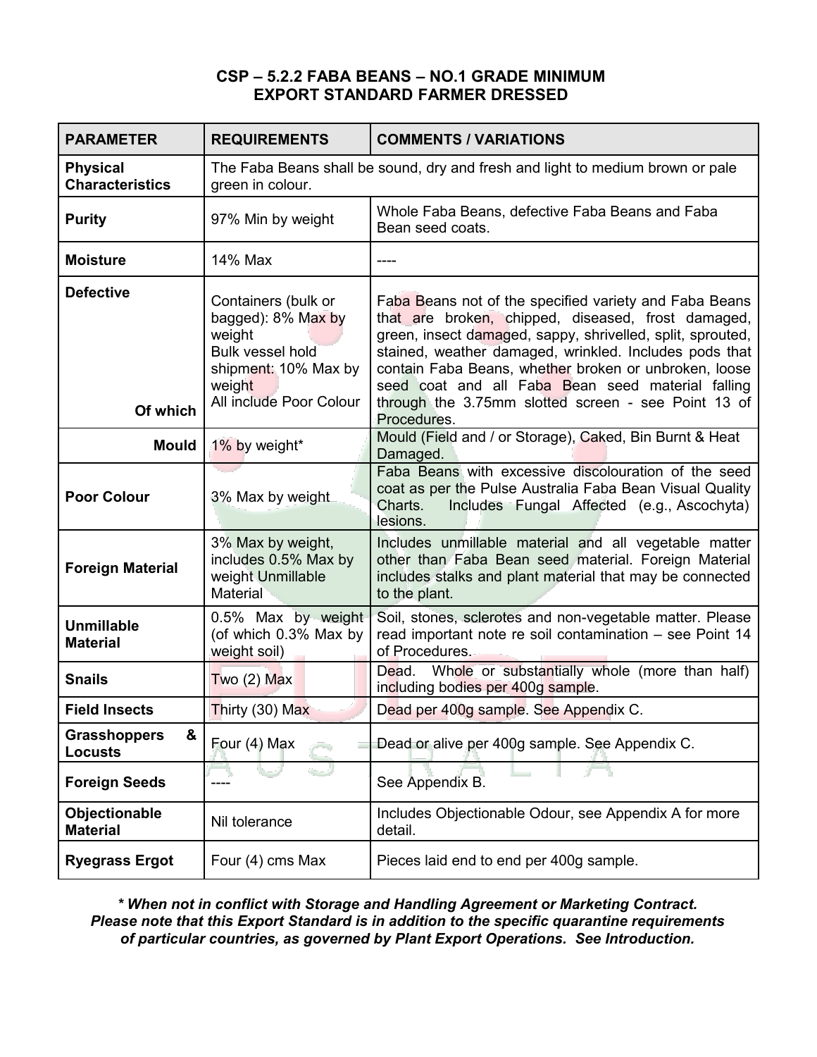## CSP – 5.2.2 FABA BEANS – NO.1 GRADE MINIMUM EXPORT STANDARD FARMER DRESSED

| PARAMETER | REQUIREMENTS | COMMENTS / VARIATIONS |
|---|---|---|
| **Physical Characteristics** | The Faba Beans shall be sound, dry and fresh and light to medium brown or pale green in colour. | |
| **Purity** | 97% Min by weight | Whole Faba Beans, defective Faba Beans and Faba Bean seed coats. |
| **Moisture** | 14% Max | ---- |
| **Defective** <br><br> **Of which** | Containers (bulk or bagged): 8% Max by weight<br>Bulk vessel hold shipment: 10% Max by weight<br>All include Poor Colour | Faba Beans not of the specified variety and Faba Beans that are broken, chipped, diseased, frost damaged, green, insect damaged, sappy, shrivelled, split, sprouted, stained, weather damaged, wrinkled. Includes pods that contain Faba Beans, whether broken or unbroken, loose seed coat and all Faba Bean seed material falling through the 3.75mm slotted screen - see Point 13 of Procedures. |
| **Mould** | 1% by weight* | Mould (Field and / or Storage), Caked, Bin Burnt & Heat Damaged. |
| **Poor Colour** | 3% Max by weight | Faba Beans with excessive discolouration of the seed coat as per the Pulse Australia Faba Bean Visual Quality Charts. Includes Fungal Affected (e.g., Ascochyta) lesions. |
| **Foreign Material** | 3% Max by weight, includes 0.5% Max by weight Unmillable Material | Includes unmillable material and all vegetable matter other than Faba Bean seed material. Foreign Material includes stalks and plant material that may be connected to the plant. |
| **Unmillable Material** | 0.5% Max by weight (of which 0.3% Max by weight soil) | Soil, stones, sclerotes and non-vegetable matter. Please read important note re soil contamination – see Point 14 of Procedures. |
| **Snails** | Two (2) Max | Dead. Whole or substantially whole (more than half) including bodies per 400g sample. |
| **Field Insects** | Thirty (30) Max | Dead per 400g sample. See Appendix C. |
| **Grasshoppers & Locusts** | Four (4) Max | Dead or alive per 400g sample. See Appendix C. |
| **Foreign Seeds** | ---- | See Appendix B. |
| **Objectionable Material** | Nil tolerance | Includes Objectionable Odour, see Appendix A for more detail. |
| **Ryegrass Ergot** | Four (4) cms Max | Pieces laid end to end per 400g sample. |

***\* When not in conflict with Storage and Handling Agreement or Marketing Contract. Please note that this Export Standard is in addition to the specific quarantine requirements of particular countries, as governed by Plant Export Operations. See Introduction.***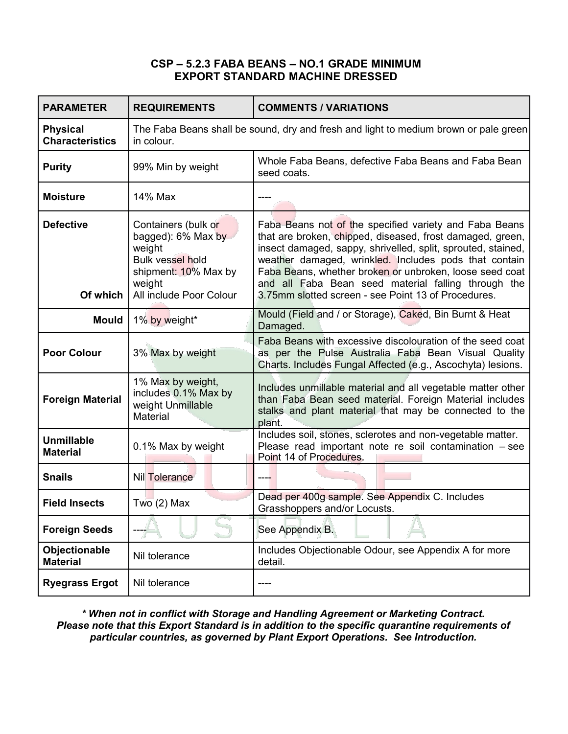# CSP – 5.2.3 FABA BEANS – NO.1 GRADE MINIMUM EXPORT STANDARD MACHINE DRESSED

| PARAMETER | REQUIREMENTS | COMMENTS / VARIATIONS |
|---|---|---|
| **Physical Characteristics** | The Faba Beans shall be sound, dry and fresh and light to medium brown or pale green in colour. | |
| **Purity** | 99% Min by weight | Whole Faba Beans, defective Faba Beans and Faba Bean seed coats. |
| **Moisture** | 14% Max | ---- |
| **Defective** | Containers (bulk or bagged): 6% Max by weight<br>Bulk vessel hold shipment: 10% Max by weight | Faba Beans not of the specified variety and Faba Beans that are broken, chipped, diseased, frost damaged, green, insect damaged, sappy, shrivelled, split, sprouted, stained, weather damaged, wrinkled. Includes pods that contain Faba Beans, whether broken or unbroken, loose seed coat and all Faba Bean seed material falling through the 3.75mm slotted screen - see Point 13 of Procedures. |
| **Of which** | All include Poor Colour | |
| **Mould** | 1% by weight* | Mould (Field and / or Storage), Caked, Bin Burnt & Heat Damaged. |
| **Poor Colour** | 3% Max by weight | Faba Beans with excessive discolouration of the seed coat as per the Pulse Australia Faba Bean Visual Quality Charts. Includes Fungal Affected (e.g., Ascochyta) lesions. |
| **Foreign Material** | 1% Max by weight, includes 0.1% Max by weight Unmillable Material | Includes unmillable material and all vegetable matter other than Faba Bean seed material. Foreign Material includes stalks and plant material that may be connected to the plant. |
| **Unmillable Material** | 0.1% Max by weight | Includes soil, stones, sclerotes and non-vegetable matter. Please read important note re soil contamination – see Point 14 of Procedures. |
| **Snails** | Nil Tolerance | ---- |
| **Field Insects** | Two (2) Max | Dead per 400g sample. See Appendix C. Includes Grasshoppers and/or Locusts. |
| **Foreign Seeds** | ---- | See Appendix B. |
| **Objectionable Material** | Nil tolerance | Includes Objectionable Odour, see Appendix A for more detail. |
| **Ryegrass Ergot** | Nil tolerance | ---- |

***** When not in conflict with Storage and Handling Agreement or Marketing Contract.*
*Please note that this Export Standard is in addition to the specific quarantine requirements of particular countries, as governed by Plant Export Operations. See Introduction.*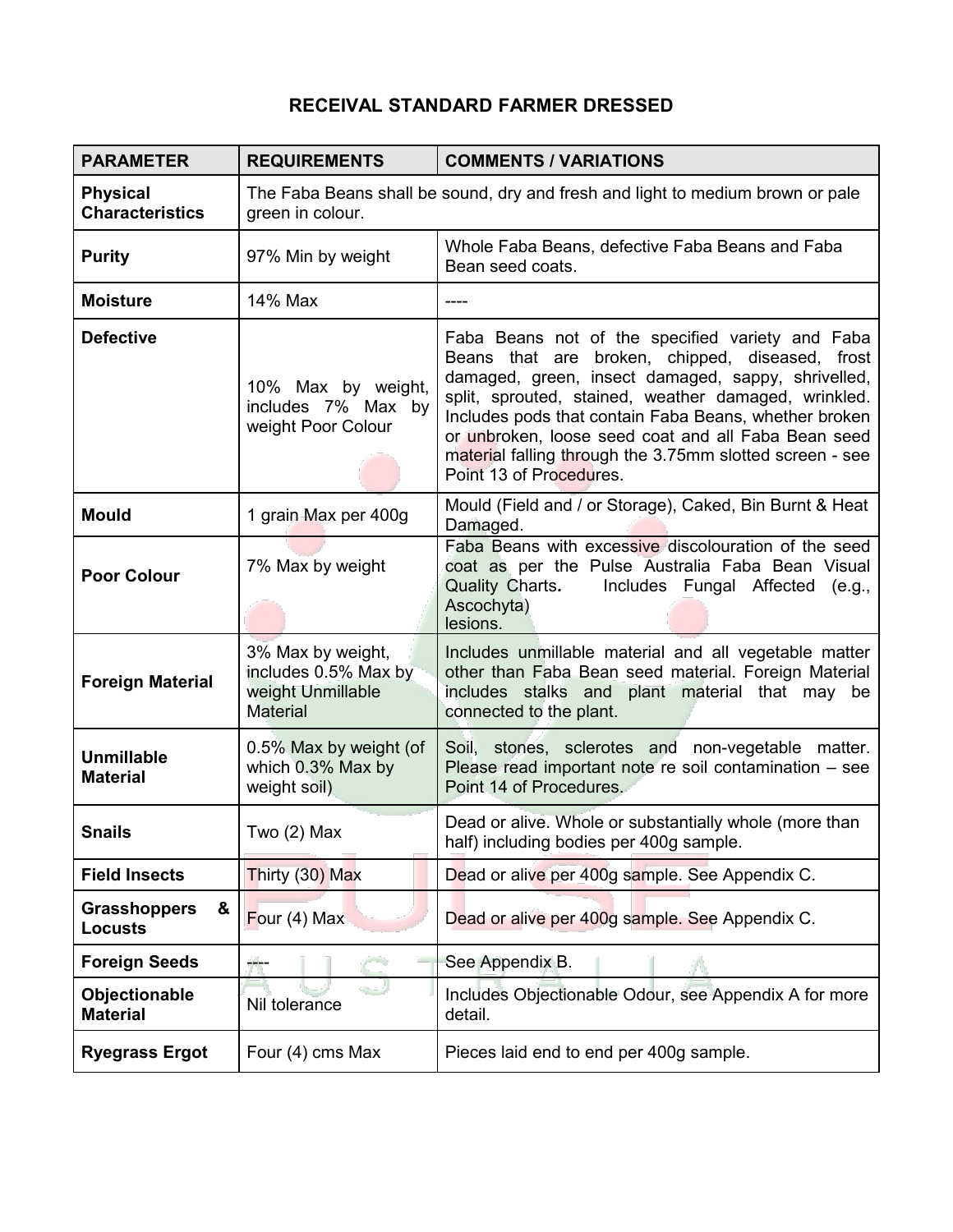# RECEIVAL STANDARD FARMER DRESSED

| PARAMETER | REQUIREMENTS | COMMENTS / VARIATIONS |
|---|---|---|
| **Physical Characteristics** | The Faba Beans shall be sound, dry and fresh and light to medium brown or pale green in colour. | |
| **Purity** | 97% Min by weight | Whole Faba Beans, defective Faba Beans and Faba Bean seed coats. |
| **Moisture** | 14% Max | ---- |
| **Defective** | 10% Max by weight, includes 7% Max by weight Poor Colour | Faba Beans not of the specified variety and Faba Beans that are broken, chipped, diseased, frost damaged, green, insect damaged, sappy, shrivelled, split, sprouted, stained, weather damaged, wrinkled. Includes pods that contain Faba Beans, whether broken or unbroken, loose seed coat and all Faba Bean seed material falling through the 3.75mm slotted screen - see Point 13 of Procedures. |
| **Mould** | 1 grain Max per 400g | Mould (Field and / or Storage), Caked, Bin Burnt & Heat Damaged. |
| **Poor Colour** | 7% Max by weight | Faba Beans with excessive discolouration of the seed coat as per the Pulse Australia Faba Bean Visual Quality Charts**.** Includes Fungal Affected (e.g., Ascochyta) lesions. |
| **Foreign Material** | 3% Max by weight, includes 0.5% Max by weight Unmillable Material | Includes unmillable material and all vegetable matter other than Faba Bean seed material. Foreign Material includes stalks and plant material that may be connected to the plant. |
| **Unmillable Material** | 0.5% Max by weight (of which 0.3% Max by weight soil) | Soil, stones, sclerotes and non-vegetable matter. Please read important note re soil contamination – see Point 14 of Procedures. |
| **Snails** | Two (2) Max | Dead or alive. Whole or substantially whole (more than half) including bodies per 400g sample. |
| **Field Insects** | Thirty (30) Max | Dead or alive per 400g sample. See Appendix C. |
| **Grasshoppers & Locusts** | Four (4) Max | Dead or alive per 400g sample. See Appendix C. |
| **Foreign Seeds** | ---- | See Appendix B. |
| **Objectionable Material** | Nil tolerance | Includes Objectionable Odour, see Appendix A for more detail. |
| **Ryegrass Ergot** | Four (4) cms Max | Pieces laid end to end per 400g sample. |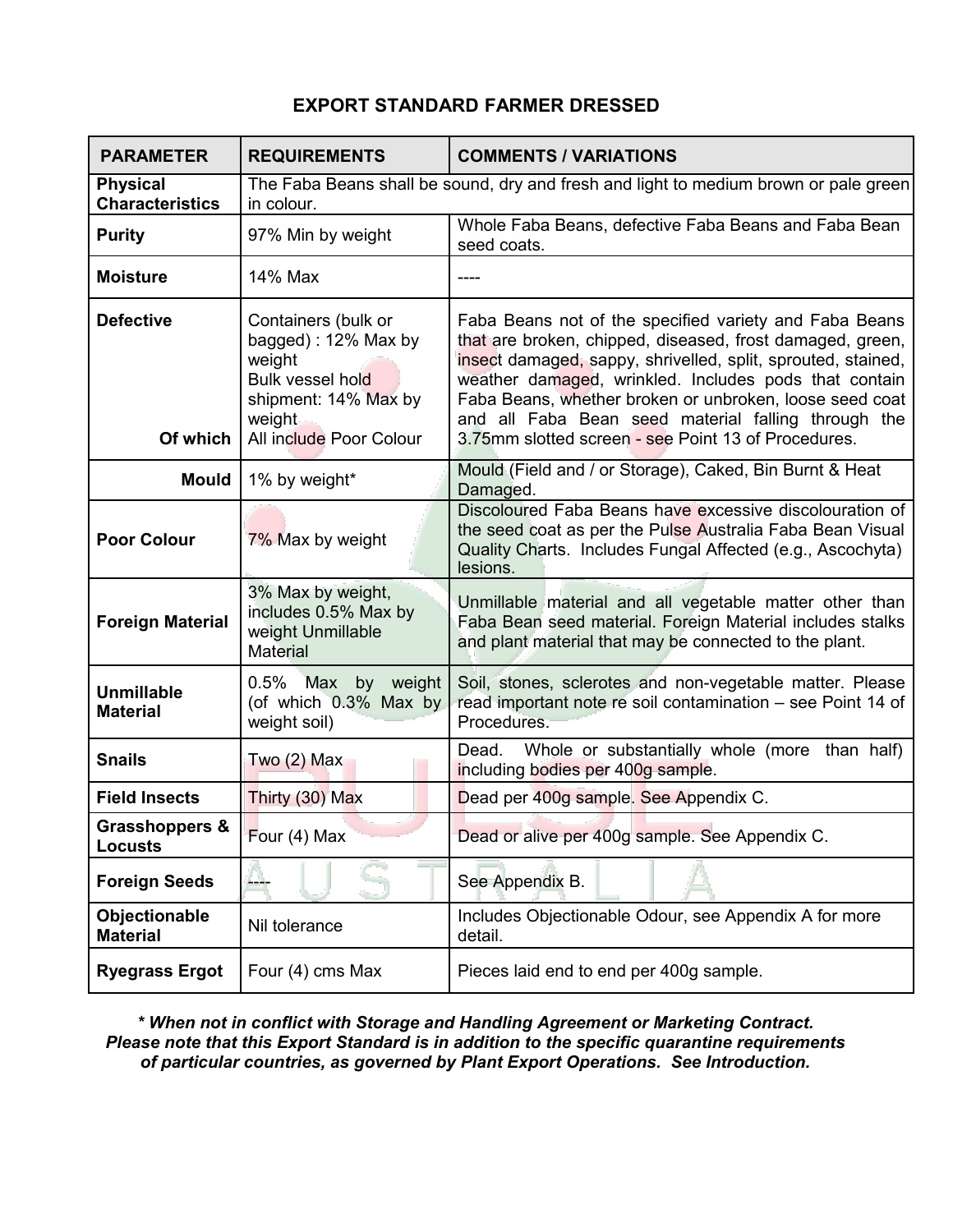## EXPORT STANDARD FARMER DRESSED

| PARAMETER | REQUIREMENTS | COMMENTS / VARIATIONS |
|---|---|---|
| **Physical Characteristics** | The Faba Beans shall be sound, dry and fresh and light to medium brown or pale green in colour. | |
| **Purity** | 97% Min by weight | Whole Faba Beans, defective Faba Beans and Faba Bean seed coats. |
| **Moisture** | 14% Max | ---- |
| **Defective** | Containers (bulk or bagged) : 12% Max by weight<br>Bulk vessel hold shipment: 14% Max by weight | Faba Beans not of the specified variety and Faba Beans that are broken, chipped, diseased, frost damaged, green, insect damaged, sappy, shrivelled, split, sprouted, stained, weather damaged, wrinkled. Includes pods that contain Faba Beans, whether broken or unbroken, loose seed coat and all Faba Bean seed material falling through the 3.75mm slotted screen - see Point 13 of Procedures. |
| **Of which** | All include Poor Colour | |
| **Mould** | 1% by weight* | Mould (Field and / or Storage), Caked, Bin Burnt & Heat Damaged. |
| **Poor Colour** | 7% Max by weight | Discoloured Faba Beans have excessive discolouration of the seed coat as per the Pulse Australia Faba Bean Visual Quality Charts. Includes Fungal Affected (e.g., Ascochyta) lesions. |
| **Foreign Material** | 3% Max by weight, includes 0.5% Max by weight Unmillable Material | Unmillable material and all vegetable matter other than Faba Bean seed material. Foreign Material includes stalks and plant material that may be connected to the plant. |
| **Unmillable Material** | 0.5% Max by weight (of which 0.3% Max by weight soil) | Soil, stones, sclerotes and non-vegetable matter. Please read important note re soil contamination – see Point 14 of Procedures. |
| **Snails** | Two (2) Max | Dead. Whole or substantially whole (more than half) including bodies per 400g sample. |
| **Field Insects** | Thirty (30) Max | Dead per 400g sample. See Appendix C. |
| **Grasshoppers & Locusts** | Four (4) Max | Dead or alive per 400g sample. See Appendix C. |
| **Foreign Seeds** | ---- | See Appendix B. |
| **Objectionable Material** | Nil tolerance | Includes Objectionable Odour, see Appendix A for more detail. |
| **Ryegrass Ergot** | Four (4) cms Max | Pieces laid end to end per 400g sample. |

***\* When not in conflict with Storage and Handling Agreement or Marketing Contract. Please note that this Export Standard is in addition to the specific quarantine requirements of particular countries, as governed by Plant Export Operations. See Introduction.***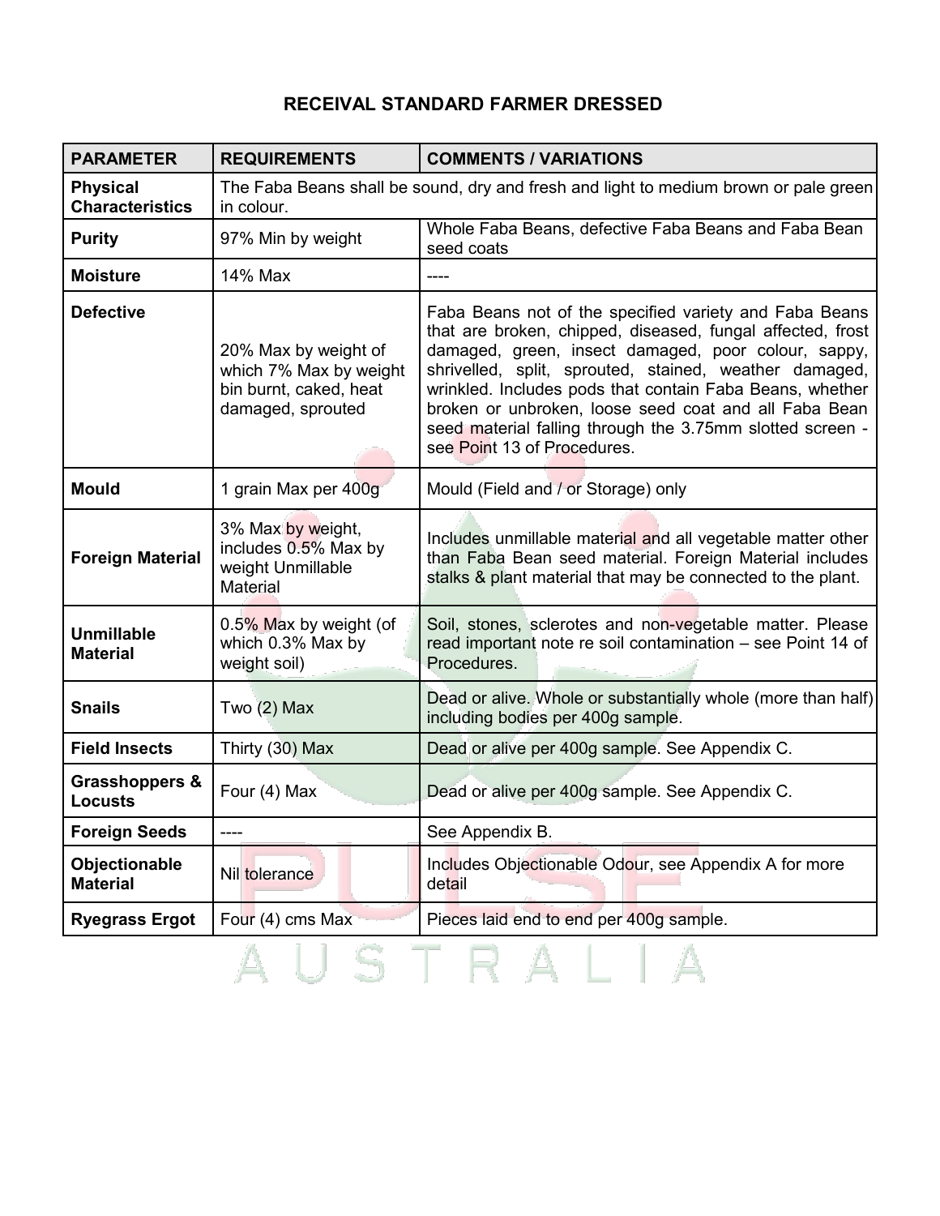# RECEIVAL STANDARD FARMER DRESSED

| PARAMETER | REQUIREMENTS | COMMENTS / VARIATIONS |
|---|---|---|
| **Physical Characteristics** | The Faba Beans shall be sound, dry and fresh and light to medium brown or pale green in colour. | |
| **Purity** | 97% Min by weight | Whole Faba Beans, defective Faba Beans and Faba Bean seed coats |
| **Moisture** | 14% Max | ---- |
| **Defective** | 20% Max by weight of which 7% Max by weight bin burnt, caked, heat damaged, sprouted | Faba Beans not of the specified variety and Faba Beans that are broken, chipped, diseased, fungal affected, frost damaged, green, insect damaged, poor colour, sappy, shrivelled, split, sprouted, stained, weather damaged, wrinkled. Includes pods that contain Faba Beans, whether broken or unbroken, loose seed coat and all Faba Bean seed material falling through the 3.75mm slotted screen - see Point 13 of Procedures. |
| **Mould** | 1 grain Max per 400g | Mould (Field and / or Storage) only |
| **Foreign Material** | 3% Max by weight, includes 0.5% Max by weight Unmillable Material | Includes unmillable material and all vegetable matter other than Faba Bean seed material. Foreign Material includes stalks & plant material that may be connected to the plant. |
| **Unmillable Material** | 0.5% Max by weight (of which 0.3% Max by weight soil) | Soil, stones, sclerotes and non-vegetable matter. Please read important note re soil contamination – see Point 14 of Procedures. |
| **Snails** | Two (2) Max | Dead or alive. Whole or substantially whole (more than half) including bodies per 400g sample. |
| **Field Insects** | Thirty (30) Max | Dead or alive per 400g sample. See Appendix C. |
| **Grasshoppers & Locusts** | Four (4) Max | Dead or alive per 400g sample. See Appendix C. |
| **Foreign Seeds** | ---- | See Appendix B. |
| **Objectionable Material** | Nil tolerance | Includes Objectionable Odour, see Appendix A for more detail |
| **Ryegrass Ergot** | Four (4) cms Max | Pieces laid end to end per 400g sample. |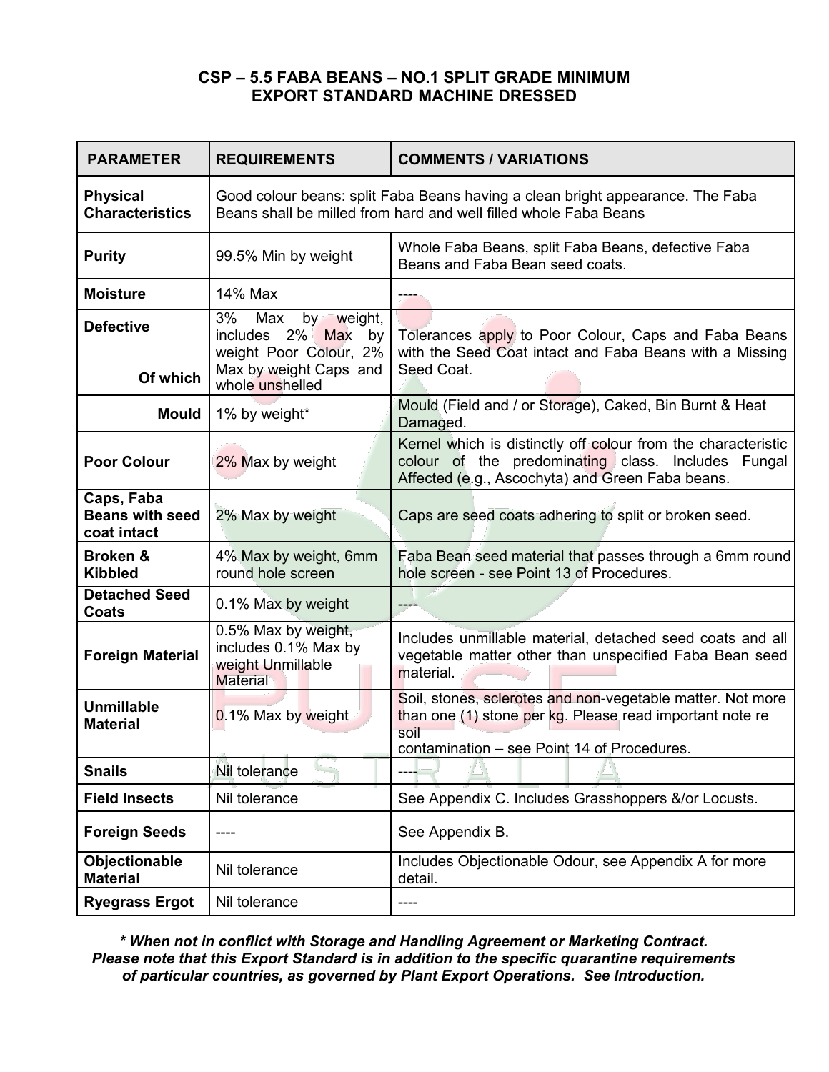# CSP – 5.5 FABA BEANS – NO.1 SPLIT GRADE MINIMUM EXPORT STANDARD MACHINE DRESSED

| PARAMETER | REQUIREMENTS | COMMENTS / VARIATIONS |
|---|---|---|
| **Physical Characteristics** | Good colour beans: split Faba Beans having a clean bright appearance. The Faba Beans shall be milled from hard and well filled whole Faba Beans | |
| **Purity** | 99.5% Min by weight | Whole Faba Beans, split Faba Beans, defective Faba Beans and Faba Bean seed coats. |
| **Moisture** | 14% Max | ---- |
| **Defective** <br> **Of which** | 3% Max by weight, includes 2% Max by weight Poor Colour, 2% Max by weight Caps and whole unshelled | Tolerances apply to Poor Colour, Caps and Faba Beans with the Seed Coat intact and Faba Beans with a Missing Seed Coat. |
| **Mould** | 1% by weight* | Mould (Field and / or Storage), Caked, Bin Burnt & Heat Damaged. |
| **Poor Colour** | 2% Max by weight | Kernel which is distinctly off colour from the characteristic colour of the predominating class. Includes Fungal Affected (e.g., Ascochyta) and Green Faba beans. |
| **Caps, Faba Beans with seed coat intact** | 2% Max by weight | Caps are seed coats adhering to split or broken seed. |
| **Broken & Kibbled** | 4% Max by weight, 6mm round hole screen | Faba Bean seed material that passes through a 6mm round hole screen - see Point 13 of Procedures. |
| **Detached Seed Coats** | 0.1% Max by weight | ---- |
| **Foreign Material** | 0.5% Max by weight, includes 0.1% Max by weight Unmillable Material | Includes unmillable material, detached seed coats and all vegetable matter other than unspecified Faba Bean seed material. |
| **Unmillable Material** | 0.1% Max by weight | Soil, stones, sclerotes and non-vegetable matter. Not more than one (1) stone per kg. Please read important note re soil contamination – see Point 14 of Procedures. |
| **Snails** | Nil tolerance | ---- |
| **Field Insects** | Nil tolerance | See Appendix C. Includes Grasshoppers &/or Locusts. |
| **Foreign Seeds** | ---- | See Appendix B. |
| **Objectionable Material** | Nil tolerance | Includes Objectionable Odour, see Appendix A for more detail. |
| **Ryegrass Ergot** | Nil tolerance | ---- |

***\* When not in conflict with Storage and Handling Agreement or Marketing Contract. Please note that this Export Standard is in addition to the specific quarantine requirements of particular countries, as governed by Plant Export Operations. See Introduction.***